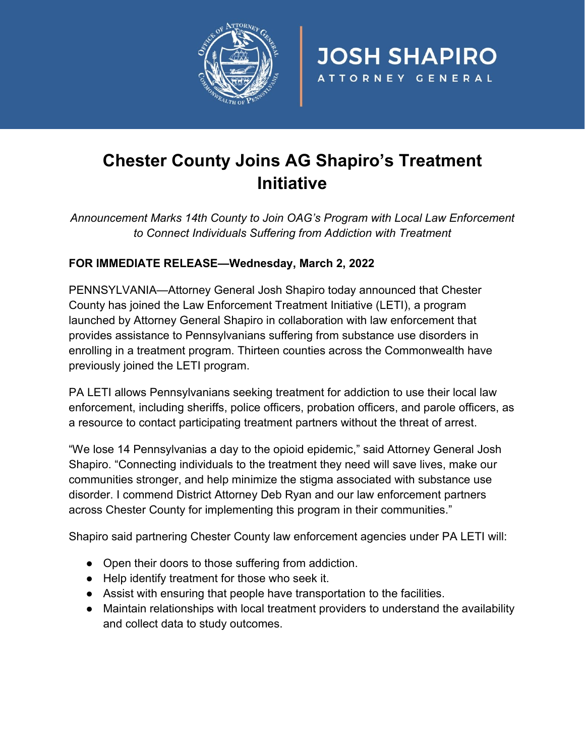JOSH SHAPIRO

ATTORNEY GENERAL

# Chester County Joins AG Shapiro's Treatment Initiative

*Announcement Marks 14th County to Join OAG's Program with Local Law Enforcement to Connect Individuals Suffering from Addiction with Treatment*

**FOR IMMEDIATE RELEASE—Wednesday, March 2, 2022**

PENNSYLVANIA—Attorney General Josh Shapiro today announced that Chester County has joined the Law Enforcement Treatment Initiative (LETI), a program launched by Attorney General Shapiro in collaboration with law enforcement that provides assistance to Pennsylvanians suffering from substance use disorders in enrolling in a treatment program. Thirteen counties across the Commonwealth have previously joined the LETI program.

PA LETI allows Pennsylvanians seeking treatment for addiction to use their local law enforcement, including sheriffs, police officers, probation officers, and parole officers, as a resource to contact participating treatment partners without the threat of arrest.

"We lose 14 Pennsylvanias a day to the opioid epidemic," said Attorney General Josh Shapiro. "Connecting individuals to the treatment they need will save lives, make our communities stronger, and help minimize the stigma associated with substance use disorder. I commend District Attorney Deb Ryan and our law enforcement partners across Chester County for implementing this program in their communities."

Shapiro said partnering Chester County law enforcement agencies under PA LETI will:

- Open their doors to those suffering from addiction.
- Help identify treatment for those who seek it.
- Assist with ensuring that people have transportation to the facilities.
- Maintain relationships with local treatment providers to understand the availability and collect data to study outcomes.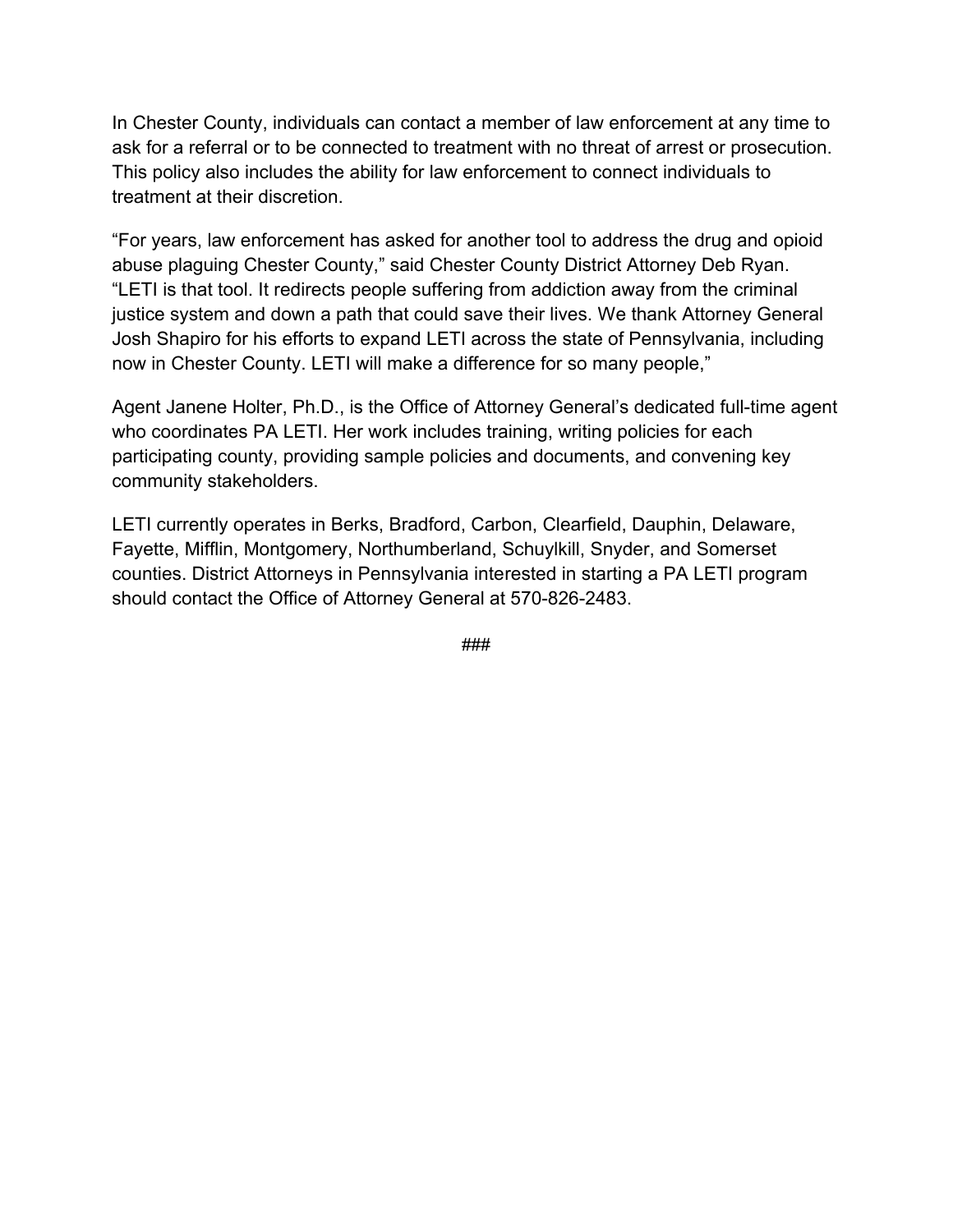In Chester County, individuals can contact a member of law enforcement at any time to ask for a referral or to be connected to treatment with no threat of arrest or prosecution. This policy also includes the ability for law enforcement to connect individuals to treatment at their discretion.

“For years, law enforcement has asked for another tool to address the drug and opioid abuse plaguing Chester County,” said Chester County District Attorney Deb Ryan. “LETI is that tool. It redirects people suffering from addiction away from the criminal justice system and down a path that could save their lives. We thank Attorney General Josh Shapiro for his efforts to expand LETI across the state of Pennsylvania, including now in Chester County. LETI will make a difference for so many people,”

Agent Janene Holter, Ph.D., is the Office of Attorney General’s dedicated full-time agent who coordinates PA LETI. Her work includes training, writing policies for each participating county, providing sample policies and documents, and convening key community stakeholders.

LETI currently operates in Berks, Bradford, Carbon, Clearfield, Dauphin, Delaware, Fayette, Mifflin, Montgomery, Northumberland, Schuylkill, Snyder, and Somerset counties. District Attorneys in Pennsylvania interested in starting a PA LETI program should contact the Office of Attorney General at 570-826-2483.

###